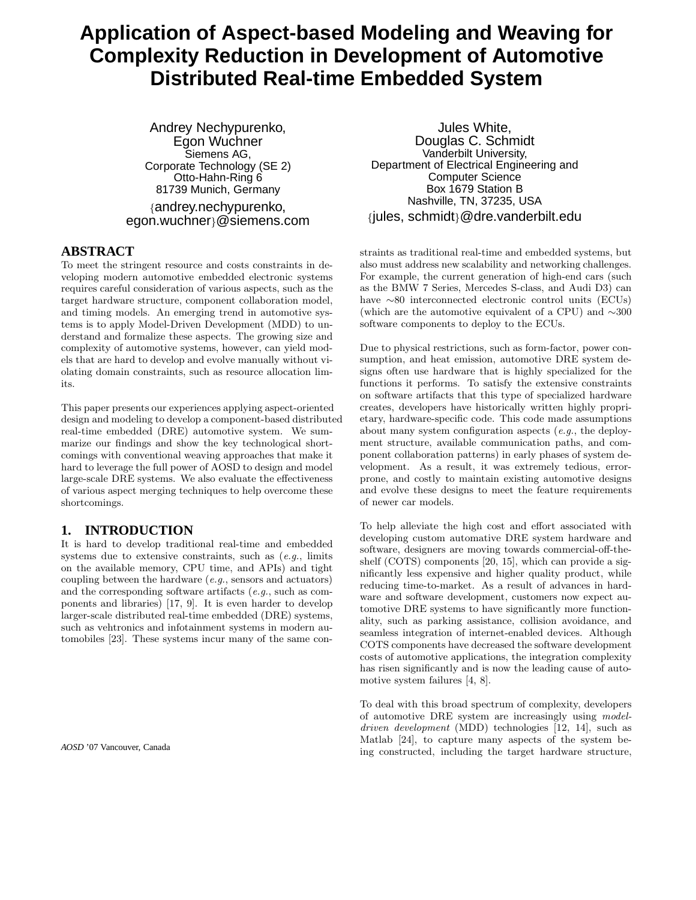# Application of Aspect-based Modeling and Weaving for Complexity Reduction in Development of Automotive Distributed Real-time Embedded System

Andrey Nechypurenko,
Egon Wuchner
Siemens AG,
Corporate Technology (SE 2)
Otto-Hahn-Ring 6
81739 Munich, Germany
{andrey.nechypurenko, egon.wuchner}@siemens.com

Jules White,
Douglas C. Schmidt
Vanderbilt University,
Department of Electrical Engineering and Computer Science
Box 1679 Station B
Nashville, TN, 37235, USA
{jules, schmidt}@dre.vanderbilt.edu

## ABSTRACT

To meet the stringent resource and costs constraints in developing modern automotive embedded electronic systems requires careful consideration of various aspects, such as the target hardware structure, component collaboration model, and timing models. An emerging trend in automotive systems is to apply Model-Driven Development (MDD) to understand and formalize these aspects. The growing size and complexity of automotive systems, however, can yield models that are hard to develop and evolve manually without violating domain constraints, such as resource allocation limits.

This paper presents our experiences applying aspect-oriented design and modeling to develop a component-based distributed real-time embedded (DRE) automotive system. We summarize our findings and show the key technological shortcomings with conventional weaving approaches that make it hard to leverage the full power of AOSD to design and model large-scale DRE systems. We also evaluate the effectiveness of various aspect merging techniques to help overcome these shortcomings.

## 1. INTRODUCTION

It is hard to develop traditional real-time and embedded systems due to extensive constraints, such as (*e.g.*, limits on the available memory, CPU time, and APIs) and tight coupling between the hardware (*e.g.*, sensors and actuators) and the corresponding software artifacts (*e.g.*, such as components and libraries) [17, 9]. It is even harder to develop larger-scale distributed real-time embedded (DRE) systems, such as vehtronics and infotainment systems in modern automobiles [23]. These systems incur many of the same constraints as traditional real-time and embedded systems, but also must address new scalability and networking challenges. For example, the current generation of high-end cars (such as the BMW 7 Series, Mercedes S-class, and Audi D3) can have ∼80 interconnected electronic control units (ECUs) (which are the automotive equivalent of a CPU) and ∼300 software components to deploy to the ECUs.

*AOSD* '07 Vancouver, Canada

Due to physical restrictions, such as form-factor, power consumption, and heat emission, automotive DRE system designs often use hardware that is highly specialized for the functions it performs. To satisfy the extensive constraints on software artifacts that this type of specialized hardware creates, developers have historically written highly proprietary, hardware-specific code. This code made assumptions about many system configuration aspects (*e.g.*, the deployment structure, available communication paths, and component collaboration patterns) in early phases of system development. As a result, it was extremely tedious, error-prone, and costly to maintain existing automotive designs and evolve these designs to meet the feature requirements of newer car models.

To help alleviate the high cost and effort associated with developing custom automative DRE system hardware and software, designers are moving towards commercial-off-the-shelf (COTS) components [20, 15], which can provide a significantly less expensive and higher quality product, while reducing time-to-market. As a result of advances in hardware and software development, customers now expect automotive DRE systems to have significantly more functionality, such as parking assistance, collision avoidance, and seamless integration of internet-enabled devices. Although COTS components have decreased the software development costs of automotive applications, the integration complexity has risen significantly and is now the leading cause of automotive system failures [4, 8].

To deal with this broad spectrum of complexity, developers of automotive DRE system are increasingly using *model-driven development* (MDD) technologies [12, 14], such as Matlab [24], to capture many aspects of the system being constructed, including the target hardware structure,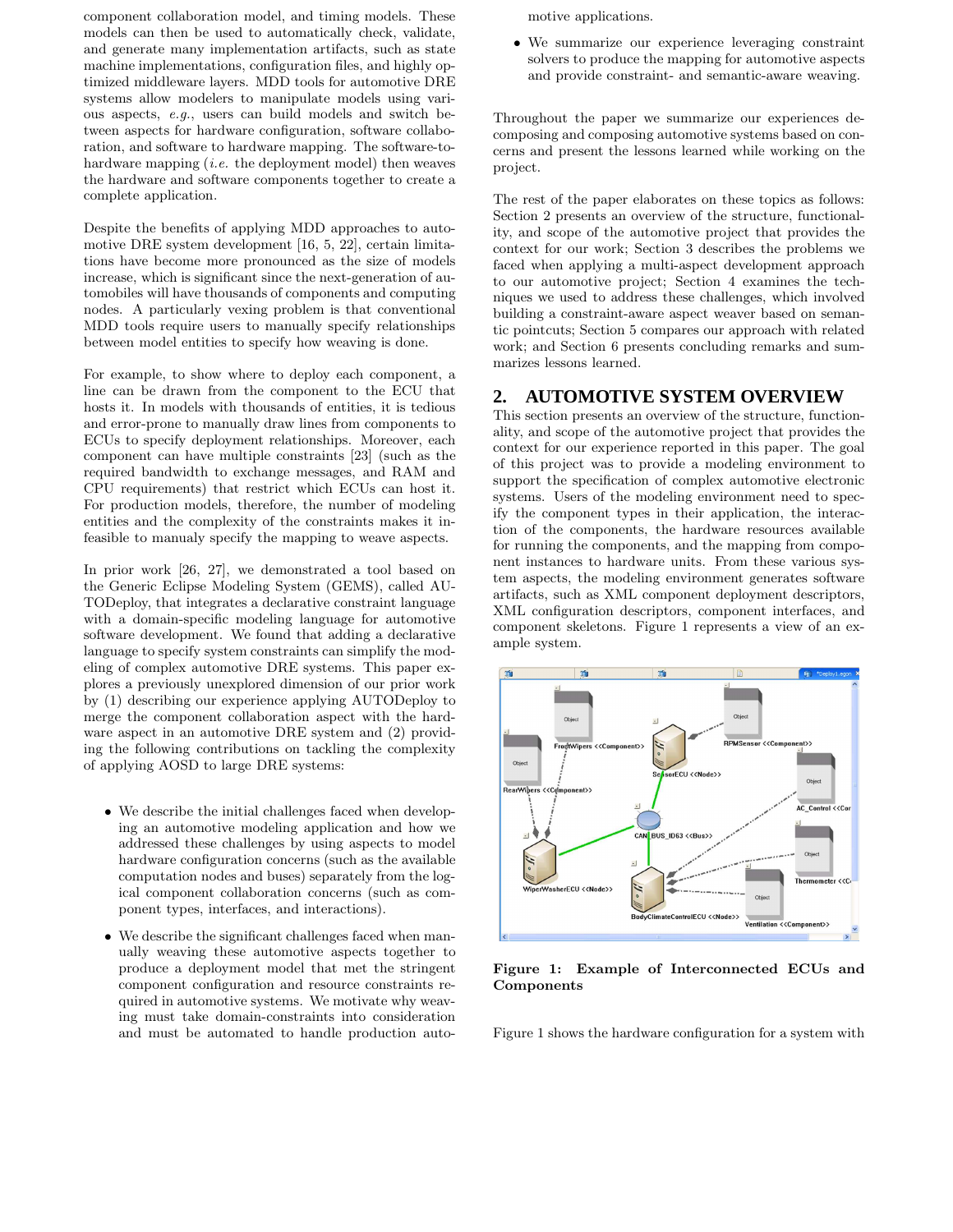component collaboration model, and timing models. These models can then be used to automatically check, validate, and generate many implementation artifacts, such as state machine implementations, configuration files, and highly optimized middleware layers. MDD tools for automotive DRE systems allow modelers to manipulate models using various aspects, *e.g.*, users can build models and switch between aspects for hardware configuration, software collaboration, and software to hardware mapping. The software-to-hardware mapping (*i.e.* the deployment model) then weaves the hardware and software components together to create a complete application.

Despite the benefits of applying MDD approaches to automotive DRE system development [16, 5, 22], certain limitations have become more pronounced as the size of models increase, which is significant since the next-generation of automobiles will have thousands of components and computing nodes. A particularly vexing problem is that conventional MDD tools require users to manually specify relationships between model entities to specify how weaving is done.

For example, to show where to deploy each component, a line can be drawn from the component to the ECU that hosts it. In models with thousands of entities, it is tedious and error-prone to manually draw lines from components to ECUs to specify deployment relationships. Moreover, each component can have multiple constraints [23] (such as the required bandwidth to exchange messages, and RAM and CPU requirements) that restrict which ECUs can host it. For production models, therefore, the number of modeling entities and the complexity of the constraints makes it infeasible to manualy specify the mapping to weave aspects.

In prior work [26, 27], we demonstrated a tool based on the Generic Eclipse Modeling System (GEMS), called AUTODeploy, that integrates a declarative constraint language with a domain-specific modeling language for automotive software development. We found that adding a declarative language to specify system constraints can simplify the modeling of complex automotive DRE systems. This paper explores a previously unexplored dimension of our prior work by (1) describing our experience applying AUTODeploy to merge the component collaboration aspect with the hardware aspect in an automotive DRE system and (2) providing the following contributions on tackling the complexity of applying AOSD to large DRE systems:

- We describe the initial challenges faced when developing an automotive modeling application and how we addressed these challenges by using aspects to model hardware configuration concerns (such as the available computation nodes and buses) separately from the logical component collaboration concerns (such as component types, interfaces, and interactions).
- We describe the significant challenges faced when manually weaving these automotive aspects together to produce a deployment model that met the stringent component configuration and resource constraints required in automotive systems. We motivate why weaving must take domain-constraints into consideration and must be automated to handle production automotive applications.
- We summarize our experience leveraging constraint solvers to produce the mapping for automotive aspects and provide constraint- and semantic-aware weaving.

Throughout the paper we summarize our experiences decomposing and composing automotive systems based on concerns and present the lessons learned while working on the project.

The rest of the paper elaborates on these topics as follows: Section 2 presents an overview of the structure, functionality, and scope of the automotive project that provides the context for our work; Section 3 describes the problems we faced when applying a multi-aspect development approach to our automotive project; Section 4 examines the techniques we used to address these challenges, which involved building a constraint-aware aspect weaver based on semantic pointcuts; Section 5 compares our approach with related work; and Section 6 presents concluding remarks and summarizes lessons learned.

## 2. AUTOMOTIVE SYSTEM OVERVIEW

This section presents an overview of the structure, functionality, and scope of the automotive project that provides the context for our experience reported in this paper. The goal of this project was to provide a modeling environment to support the specification of complex automotive electronic systems. Users of the modeling environment need to specify the component types in their application, the interaction of the components, the hardware resources available for running the components, and the mapping from component instances to hardware units. From these various system aspects, the modeling environment generates software artifacts, such as XML component deployment descriptors, XML configuration descriptors, component interfaces, and component skeletons. Figure 1 represents a view of an example system.

**Figure 1: Example of Interconnected ECUs and Components**

Figure 1 shows the hardware configuration for a system with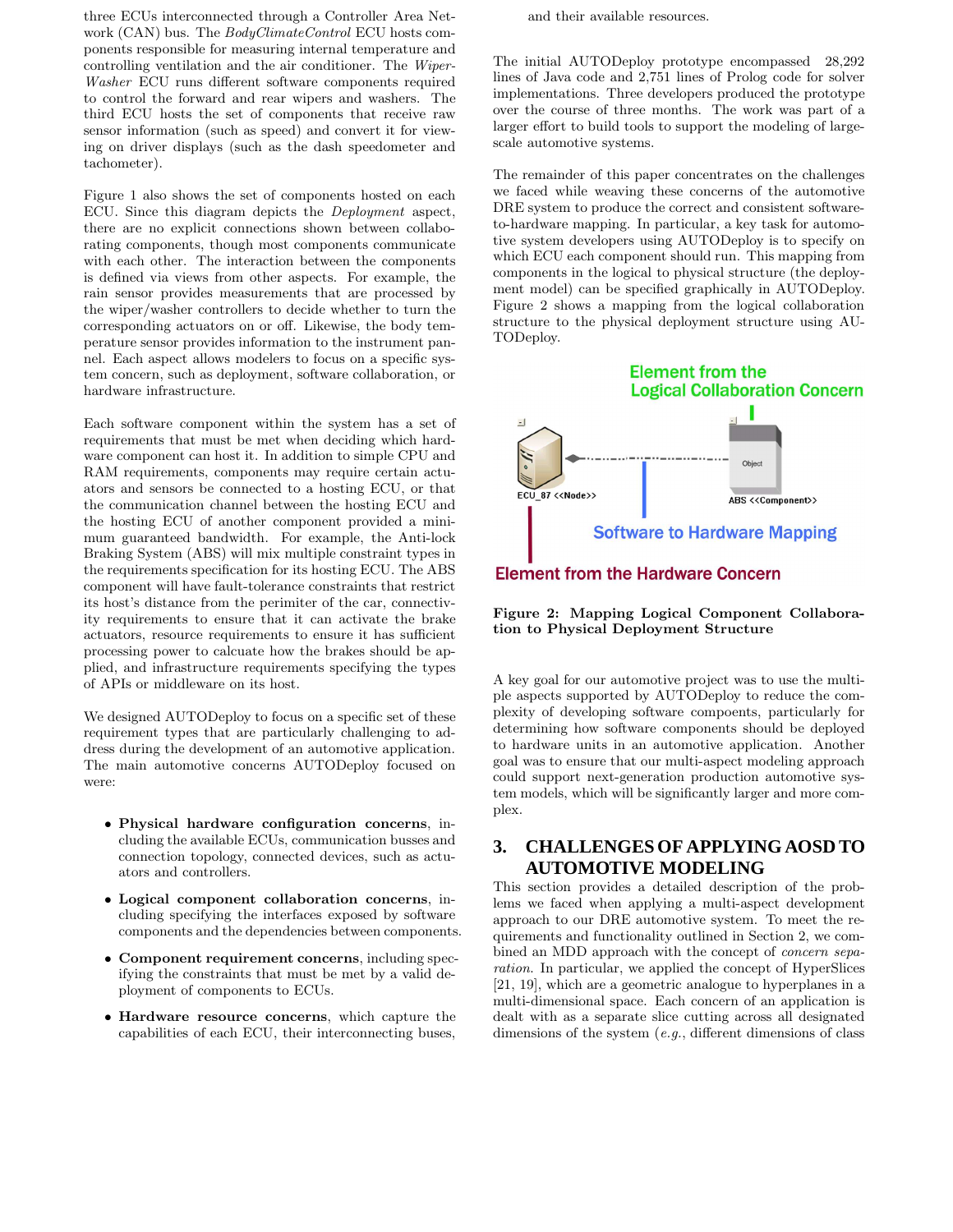three ECUs interconnected through a Controller Area Network (CAN) bus. The *BodyClimateControl* ECU hosts components responsible for measuring internal temperature and controlling ventilation and the air conditioner. The *WiperWasher* ECU runs different software components required to control the forward and rear wipers and washers. The third ECU hosts the set of components that receive raw sensor information (such as speed) and convert it for viewing on driver displays (such as the dash speedometer and tachometer).

Figure 1 also shows the set of components hosted on each ECU. Since this diagram depicts the *Deployment* aspect, there are no explicit connections shown between collaborating components, though most components communicate with each other. The interaction between the components is defined via views from other aspects. For example, the rain sensor provides measurements that are processed by the wiper/washer controllers to decide whether to turn the corresponding actuators on or off. Likewise, the body temperature sensor provides information to the instrument panel. Each aspect allows modelers to focus on a specific system concern, such as deployment, software collaboration, or hardware infrastructure.

Each software component within the system has a set of requirements that must be met when deciding which hardware component can host it. In addition to simple CPU and RAM requirements, components may require certain actuators and sensors be connected to a hosting ECU, or that the communication channel between the hosting ECU and the hosting ECU of another component provided a minimum guaranteed bandwidth. For example, the Anti-lock Braking System (ABS) will mix multiple constraint types in the requirements specification for its hosting ECU. The ABS component will have fault-tolerance constraints that restrict its host's distance from the perimiter of the car, connectivity requirements to ensure that it can activate the brake actuators, resource requirements to ensure it has sufficient processing power to calcuate how the brakes should be applied, and infrastructure requirements specifying the types of APIs or middleware on its host.

We designed AUTODeploy to focus on a specific set of these requirement types that are particularly challenging to address during the development of an automotive application. The main automotive concerns AUTODeploy focused on were:

- **Physical hardware configuration concerns**, including the available ECUs, communication busses and connection topology, connected devices, such as actuators and controllers.
- **Logical component collaboration concerns**, including specifying the interfaces exposed by software components and the dependencies between components.
- **Component requirement concerns**, including specifying the constraints that must be met by a valid deployment of components to ECUs.
- **Hardware resource concerns**, which capture the capabilities of each ECU, their interconnecting buses, and their available resources.

The initial AUTODeploy prototype encompassed 28,292 lines of Java code and 2,751 lines of Prolog code for solver implementations. Three developers produced the prototype over the course of three months. The work was part of a larger effort to build tools to support the modeling of large-scale automotive systems.

The remainder of this paper concentrates on the challenges we faced while weaving these concerns of the automotive DRE system to produce the correct and consistent software-to-hardware mapping. In particular, a key task for automotive system developers using AUTODeploy is to specify on which ECU each component should run. This mapping from components in the logical to physical structure (the deployment model) can be specified graphically in AUTODeploy. Figure 2 shows a mapping from the logical collaboration structure to the physical deployment structure using AUTODeploy.

**Figure 2: Mapping Logical Component Collaboration to Physical Deployment Structure**

A key goal for our automotive project was to use the multiple aspects supported by AUTODeploy to reduce the complexity of developing software compoents, particularly for determining how software components should be deployed to hardware units in an automotive application. Another goal was to ensure that our multi-aspect modeling approach could support next-generation production automotive system models, which will be significantly larger and more complex.

## 3. CHALLENGES OF APPLYING AOSD TO AUTOMOTIVE MODELING

This section provides a detailed description of the problems we faced when applying a multi-aspect development approach to our DRE automotive system. To meet the requirements and functionality outlined in Section 2, we combined an MDD approach with the concept of *concern separation*. In particular, we applied the concept of HyperSlices [21, 19], which are a geometric analogue to hyperplanes in a multi-dimensional space. Each concern of an application is dealt with as a separate slice cutting across all designated dimensions of the system (*e.g.*, different dimensions of class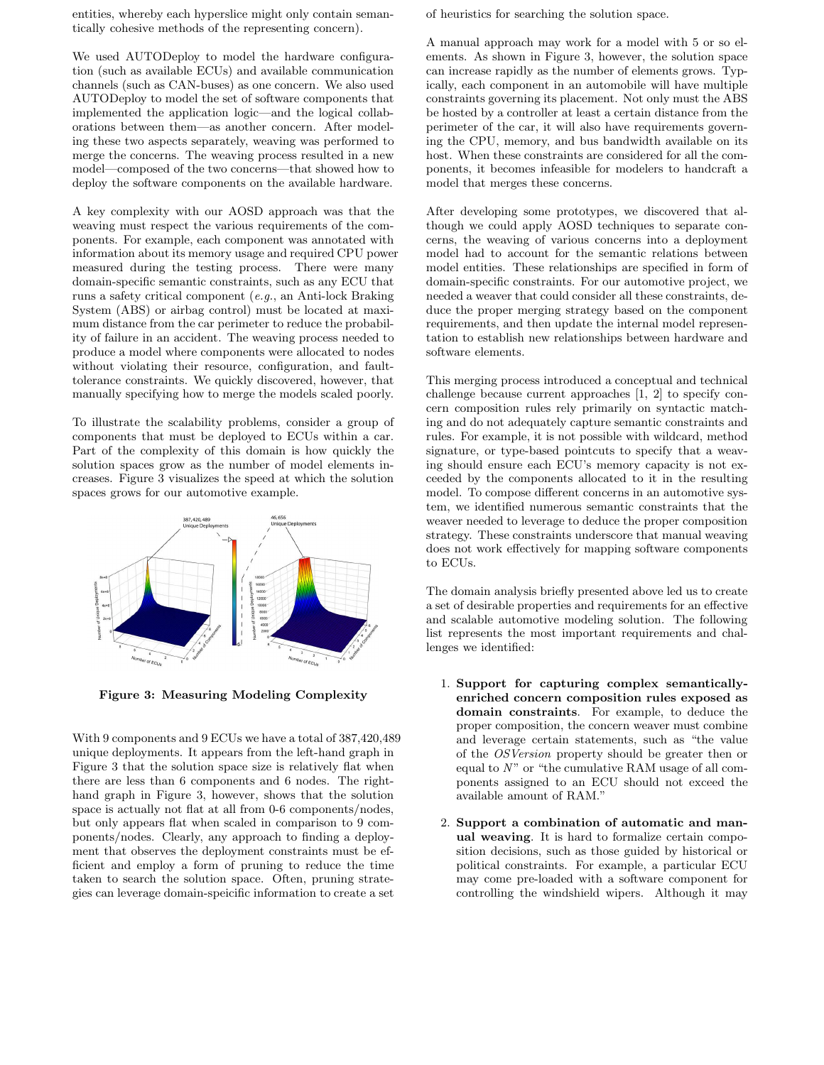entities, whereby each hyperslice might only contain semantically cohesive methods of the representing concern).

We used AUTODeploy to model the hardware configuration (such as available ECUs) and available communication channels (such as CAN-buses) as one concern. We also used AUTODeploy to model the set of software components that implemented the application logic—and the logical collaborations between them—as another concern. After modeling these two aspects separately, weaving was performed to merge the concerns. The weaving process resulted in a new model—composed of the two concerns—that showed how to deploy the software components on the available hardware.

A key complexity with our AOSD approach was that the weaving must respect the various requirements of the components. For example, each component was annotated with information about its memory usage and required CPU power measured during the testing process. There were many domain-specific semantic constraints, such as any ECU that runs a safety critical component (*e.g.*, an Anti-lock Braking System (ABS) or airbag control) must be located at maximum distance from the car perimeter to reduce the probability of failure in an accident. The weaving process needed to produce a model where components were allocated to nodes without violating their resource, configuration, and fault-tolerance constraints. We quickly discovered, however, that manually specifying how to merge the models scaled poorly.

To illustrate the scalability problems, consider a group of components that must be deployed to ECUs within a car. Part of the complexity of this domain is how quickly the solution spaces grow as the number of model elements increases. Figure 3 visualizes the speed at which the solution spaces grows for our automotive example.

**Figure 3: Measuring Modeling Complexity**

With 9 components and 9 ECUs we have a total of 387,420,489 unique deployments. It appears from the left-hand graph in Figure 3 that the solution space size is relatively flat when there are less than 6 components and 6 nodes. The right-hand graph in Figure 3, however, shows that the solution space is actually not flat at all from 0-6 components/nodes, but only appears flat when scaled in comparison to 9 components/nodes. Clearly, any approach to finding a deployment that observes the deployment constraints must be efficient and employ a form of pruning to reduce the time taken to search the solution space. Often, pruning strategies can leverage domain-speicific information to create a set of heuristics for searching the solution space.

A manual approach may work for a model with 5 or so elements. As shown in Figure 3, however, the solution space can increase rapidly as the number of elements grows. Typically, each component in an automobile will have multiple constraints governing its placement. Not only must the ABS be hosted by a controller at least a certain distance from the perimeter of the car, it will also have requirements governing the CPU, memory, and bus bandwidth available on its host. When these constraints are considered for all the components, it becomes infeasible for modelers to handcraft a model that merges these concerns.

After developing some prototypes, we discovered that although we could apply AOSD techniques to separate concerns, the weaving of various concerns into a deployment model had to account for the semantic relations between model entities. These relationships are specified in form of domain-specific constraints. For our automotive project, we needed a weaver that could consider all these constraints, deduce the proper merging strategy based on the component requirements, and then update the internal model representation to establish new relationships between hardware and software elements.

This merging process introduced a conceptual and technical challenge because current approaches [1, 2] to specify concern composition rules rely primarily on syntactic matching and do not adequately capture semantic constraints and rules. For example, it is not possible with wildcard, method signature, or type-based pointcuts to specify that a weaving should ensure each ECU's memory capacity is not exceeded by the components allocated to it in the resulting model. To compose different concerns in an automotive system, we identified numerous semantic constraints that the weaver needed to leverage to deduce the proper composition strategy. These constraints underscore that manual weaving does not work effectively for mapping software components to ECUs.

The domain analysis briefly presented above led us to create a set of desirable properties and requirements for an effective and scalable automotive modeling solution. The following list represents the most important requirements and challenges we identified:

1. **Support for capturing complex semantically-enriched concern composition rules exposed as domain constraints**. For example, to deduce the proper composition, the concern weaver must combine and leverage certain statements, such as "the value of the *OSVersion* property should be greater then or equal to *N*" or "the cumulative RAM usage of all components assigned to an ECU should not exceed the available amount of RAM."

2. **Support a combination of automatic and manual weaving**. It is hard to formalize certain composition decisions, such as those guided by historical or political constraints. For example, a particular ECU may come pre-loaded with a software component for controlling the windshield wipers. Although it may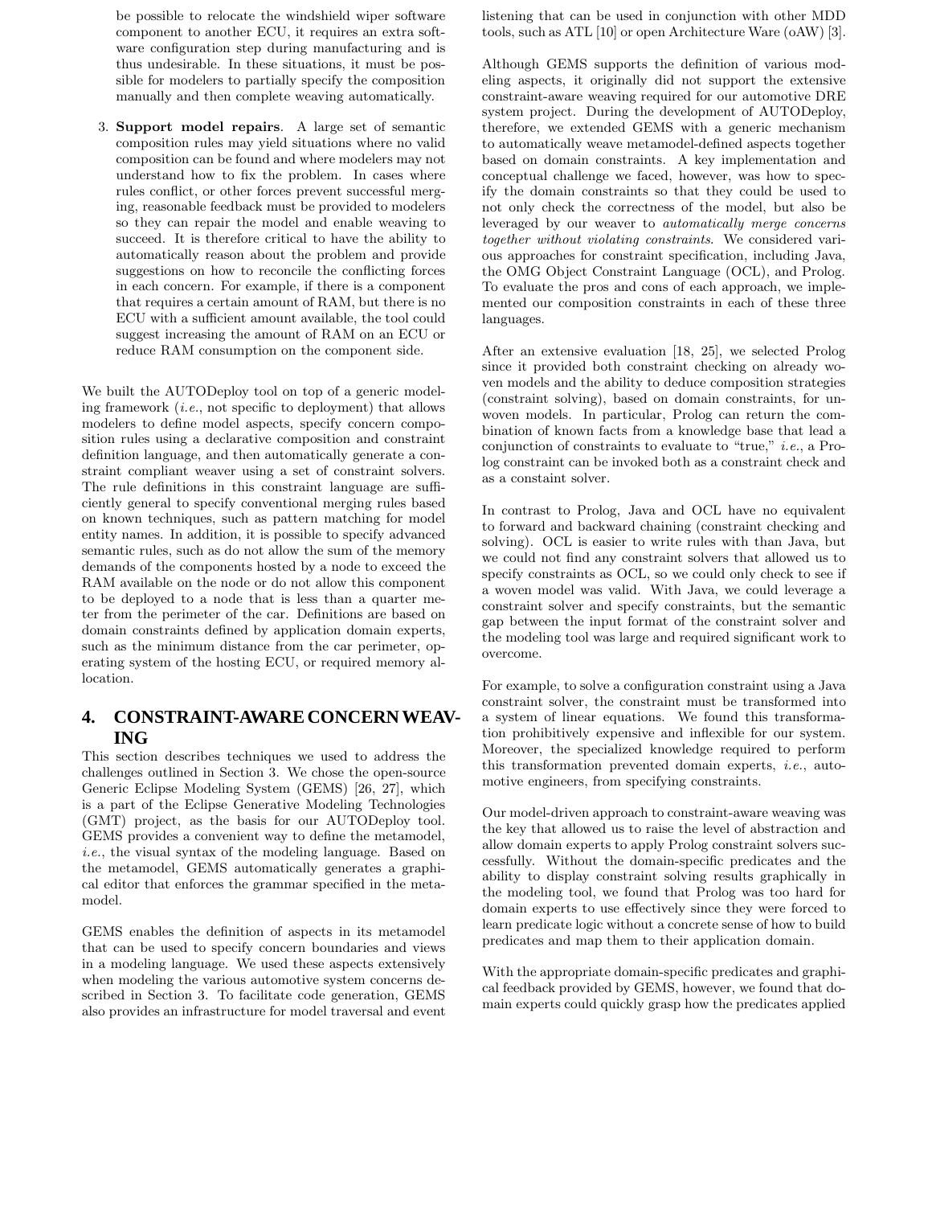be possible to relocate the windshield wiper software component to another ECU, it requires an extra software configuration step during manufacturing and is thus undesirable. In these situations, it must be possible for modelers to partially specify the composition manually and then complete weaving automatically.

3. **Support model repairs**. A large set of semantic composition rules may yield situations where no valid composition can be found and where modelers may not understand how to fix the problem. In cases where rules conflict, or other forces prevent successful merging, reasonable feedback must be provided to modelers so they can repair the model and enable weaving to succeed. It is therefore critical to have the ability to automatically reason about the problem and provide suggestions on how to reconcile the conflicting forces in each concern. For example, if there is a component that requires a certain amount of RAM, but there is no ECU with a sufficient amount available, the tool could suggest increasing the amount of RAM on an ECU or reduce RAM consumption on the component side.

We built the AUTODeploy tool on top of a generic modeling framework (*i.e.*, not specific to deployment) that allows modelers to define model aspects, specify concern composition rules using a declarative composition and constraint definition language, and then automatically generate a constraint compliant weaver using a set of constraint solvers. The rule definitions in this constraint language are sufficiently general to specify conventional merging rules based on known techniques, such as pattern matching for model entity names. In addition, it is possible to specify advanced semantic rules, such as do not allow the sum of the memory demands of the components hosted by a node to exceed the RAM available on the node or do not allow this component to be deployed to a node that is less than a quarter meter from the perimeter of the car. Definitions are based on domain constraints defined by application domain experts, such as the minimum distance from the car perimeter, operating system of the hosting ECU, or required memory allocation.

# 4. CONSTRAINT-AWARE CONCERN WEAVING

This section describes techniques we used to address the challenges outlined in Section 3. We chose the open-source Generic Eclipse Modeling System (GEMS) [26, 27], which is a part of the Eclipse Generative Modeling Technologies (GMT) project, as the basis for our AUTODeploy tool. GEMS provides a convenient way to define the metamodel, *i.e.*, the visual syntax of the modeling language. Based on the metamodel, GEMS automatically generates a graphical editor that enforces the grammar specified in the metamodel.

GEMS enables the definition of aspects in its metamodel that can be used to specify concern boundaries and views in a modeling language. We used these aspects extensively when modeling the various automotive system concerns described in Section 3. To facilitate code generation, GEMS also provides an infrastructure for model traversal and event listening that can be used in conjunction with other MDD tools, such as ATL [10] or open Architecture Ware (oAW) [3].

Although GEMS supports the definition of various modeling aspects, it originally did not support the extensive constraint-aware weaving required for our automotive DRE system project. During the development of AUTODeploy, therefore, we extended GEMS with a generic mechanism to automatically weave metamodel-defined aspects together based on domain constraints. A key implementation and conceptual challenge we faced, however, was how to specify the domain constraints so that they could be used to not only check the correctness of the model, but also be leveraged by our weaver to *automatically merge concerns together without violating constraints*. We considered various approaches for constraint specification, including Java, the OMG Object Constraint Language (OCL), and Prolog. To evaluate the pros and cons of each approach, we implemented our composition constraints in each of these three languages.

After an extensive evaluation [18, 25], we selected Prolog since it provided both constraint checking on already woven models and the ability to deduce composition strategies (constraint solving), based on domain constraints, for unwoven models. In particular, Prolog can return the combination of known facts from a knowledge base that lead a conjunction of constraints to evaluate to "true," *i.e.*, a Prolog constraint can be invoked both as a constraint check and as a constaint solver.

In contrast to Prolog, Java and OCL have no equivalent to forward and backward chaining (constraint checking and solving). OCL is easier to write rules with than Java, but we could not find any constraint solvers that allowed us to specify constraints as OCL, so we could only check to see if a woven model was valid. With Java, we could leverage a constraint solver and specify constraints, but the semantic gap between the input format of the constraint solver and the modeling tool was large and required significant work to overcome.

For example, to solve a configuration constraint using a Java constraint solver, the constraint must be transformed into a system of linear equations. We found this transformation prohibitively expensive and inflexible for our system. Moreover, the specialized knowledge required to perform this transformation prevented domain experts, *i.e.*, automotive engineers, from specifying constraints.

Our model-driven approach to constraint-aware weaving was the key that allowed us to raise the level of abstraction and allow domain experts to apply Prolog constraint solvers successfully. Without the domain-specific predicates and the ability to display constraint solving results graphically in the modeling tool, we found that Prolog was too hard for domain experts to use effectively since they were forced to learn predicate logic without a concrete sense of how to build predicates and map them to their application domain.

With the appropriate domain-specific predicates and graphical feedback provided by GEMS, however, we found that domain experts could quickly grasp how the predicates applied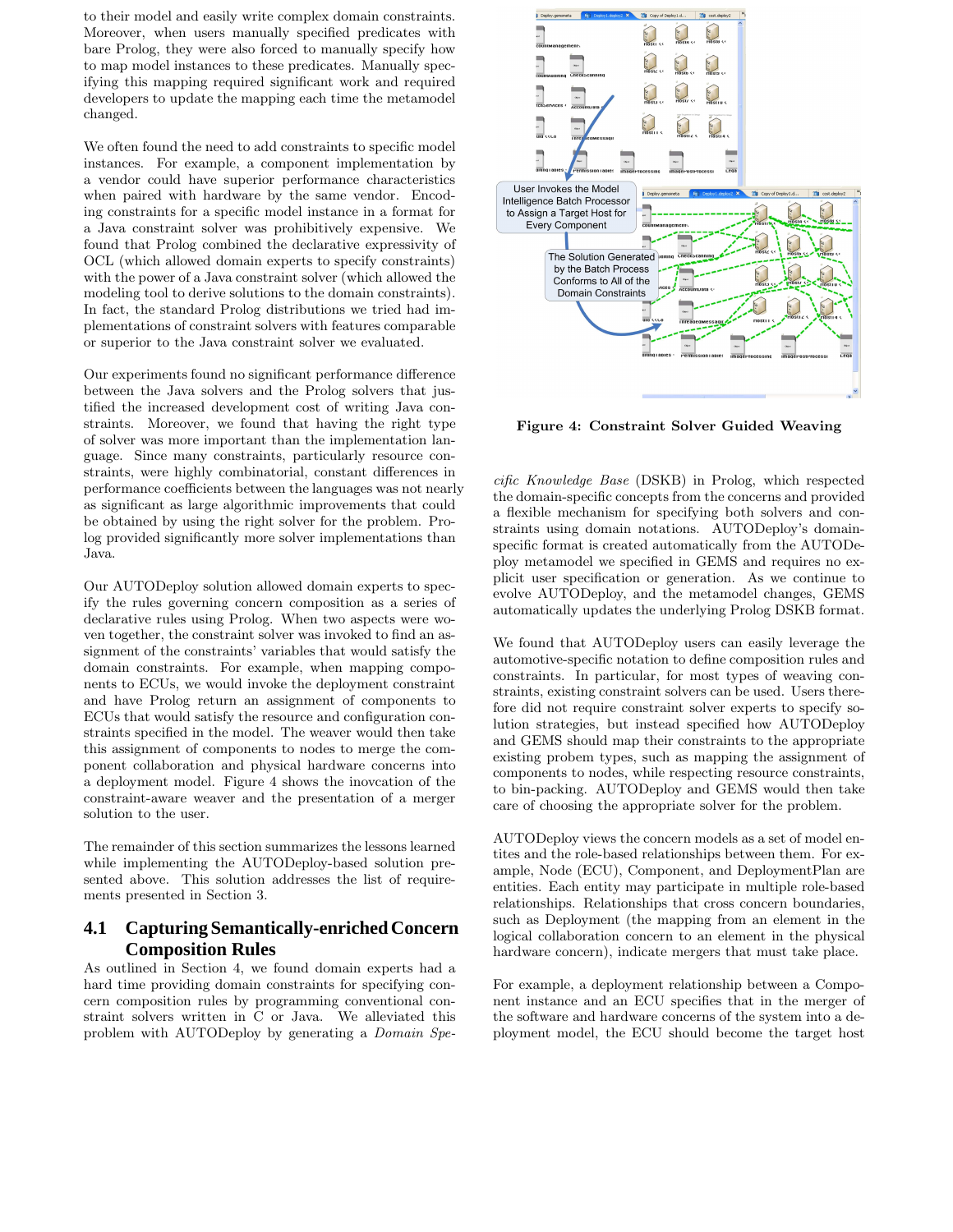to their model and easily write complex domain constraints. Moreover, when users manually specified predicates with bare Prolog, they were also forced to manually specify how to map model instances to these predicates. Manually specifying this mapping required significant work and required developers to update the mapping each time the metamodel changed.

We often found the need to add constraints to specific model instances. For example, a component implementation by a vendor could have superior performance characteristics when paired with hardware by the same vendor. Encoding constraints for a specific model instance in a format for a Java constraint solver was prohibitively expensive. We found that Prolog combined the declarative expressivity of OCL (which allowed domain experts to specify constraints) with the power of a Java constraint solver (which allowed the modeling tool to derive solutions to the domain constraints). In fact, the standard Prolog distributions we tried had implementations of constraint solvers with features comparable or superior to the Java constraint solver we evaluated.

Our experiments found no significant performance difference between the Java solvers and the Prolog solvers that justified the increased development cost of writing Java constraints. Moreover, we found that having the right type of solver was more important than the implementation language. Since many constraints, particularly resource constraints, were highly combinatorial, constant differences in performance coefficients between the languages was not nearly as significant as large algorithmic improvements that could be obtained by using the right solver for the problem. Prolog provided significantly more solver implementations than Java.

Our AUTODeploy solution allowed domain experts to specify the rules governing concern composition as a series of declarative rules using Prolog. When two aspects were woven together, the constraint solver was invoked to find an assignment of the constraints' variables that would satisfy the domain constraints. For example, when mapping components to ECUs, we would invoke the deployment constraint and have Prolog return an assignment of components to ECUs that would satisfy the resource and configuration constraints specified in the model. The weaver would then take this assignment of components to nodes to merge the component collaboration and physical hardware concerns into a deployment model. Figure 4 shows the inovcation of the constraint-aware weaver and the presentation of a merger solution to the user.

The remainder of this section summarizes the lessons learned while implementing the AUTODeploy-based solution presented above. This solution addresses the list of requirements presented in Section 3.

## 4.1 Capturing Semantically-enriched Concern Composition Rules

As outlined in Section 4, we found domain experts had a hard time providing domain constraints for specifying concern composition rules by programming conventional constraint solvers written in C or Java. We alleviated this problem with AUTODeploy by generating a *Domain Specific Knowledge Base* (DSKB) in Prolog, which respected the domain-specific concepts from the concerns and provided a flexible mechanism for specifying both solvers and constraints using domain notations. AUTODeploy's domain-specific format is created automatically from the AUTODeploy metamodel we specified in GEMS and requires no explicit user specification or generation. As we continue to evolve AUTODeploy, and the metamodel changes, GEMS automatically updates the underlying Prolog DSKB format.

**Figure 4: Constraint Solver Guided Weaving**

We found that AUTODeploy users can easily leverage the automotive-specific notation to define composition rules and constraints. In particular, for most types of weaving constraints, existing constraint solvers can be used. Users therefore did not require constraint solver experts to specify solution strategies, but instead specified how AUTODeploy and GEMS should map their constraints to the appropriate existing probem types, such as mapping the assignment of components to nodes, while respecting resource constraints, to bin-packing. AUTODeploy and GEMS would then take care of choosing the appropriate solver for the problem.

AUTODeploy views the concern models as a set of model entities and the role-based relationships between them. For example, Node (ECU), Component, and DeploymentPlan are entities. Each entity may participate in multiple role-based relationships. Relationships that cross concern boundaries, such as Deployment (the mapping from an element in the logical collaboration concern to an element in the physical hardware concern), indicate mergers that must take place.

For example, a deployment relationship between a Component instance and an ECU specifies that in the merger of the software and hardware concerns of the system into a deployment model, the ECU should become the target host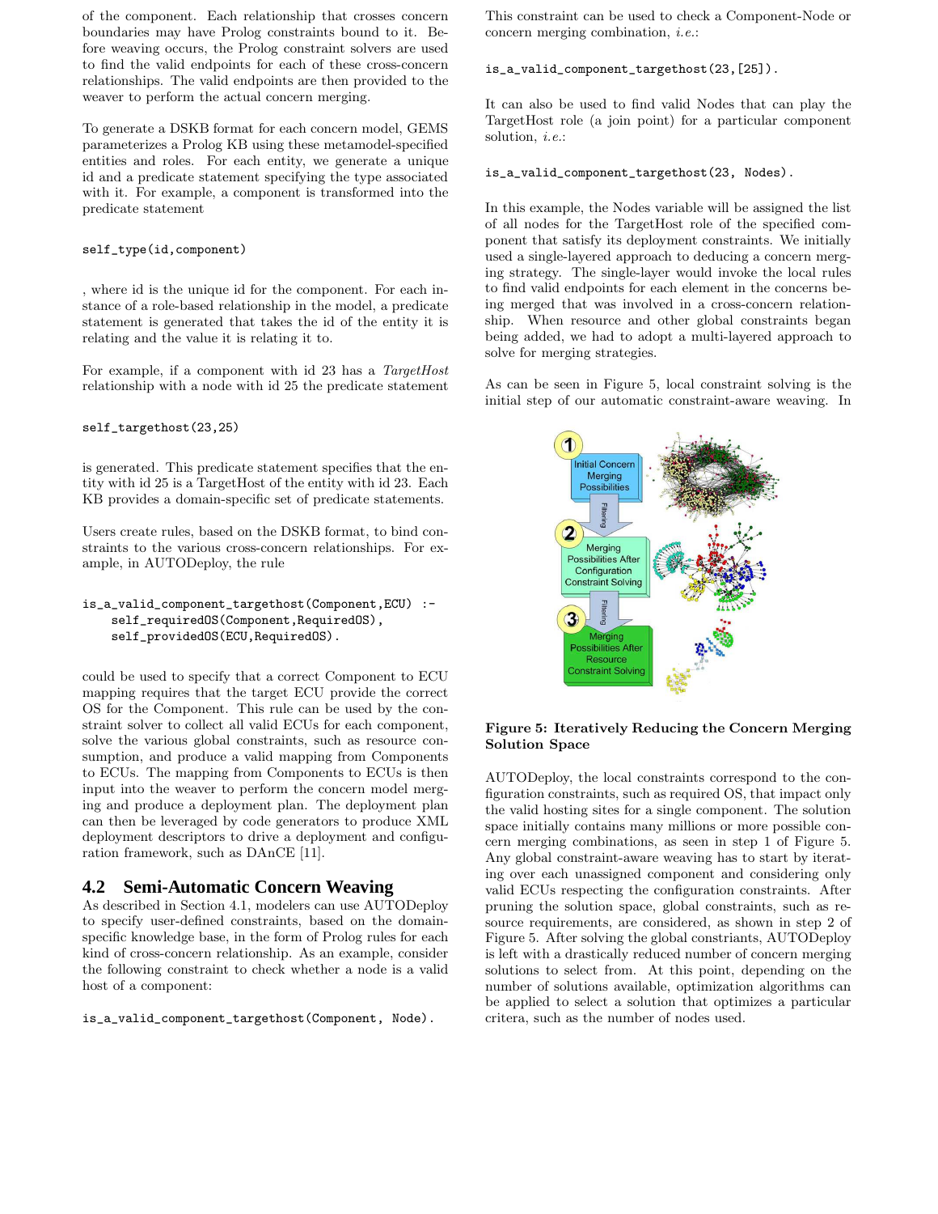of the component. Each relationship that crosses concern boundaries may have Prolog constraints bound to it. Before weaving occurs, the Prolog constraint solvers are used to find the valid endpoints for each of these cross-concern relationships. The valid endpoints are then provided to the weaver to perform the actual concern merging.

To generate a DSKB format for each concern model, GEMS parameterizes a Prolog KB using these metamodel-specified entities and roles. For each entity, we generate a unique id and a predicate statement specifying the type associated with it. For example, a component is transformed into the predicate statement

```
self_type(id,component)
```

, where id is the unique id for the component. For each instance of a role-based relationship in the model, a predicate statement is generated that takes the id of the entity it is relating and the value it is relating it to.

For example, if a component with id 23 has a *TargetHost* relationship with a node with id 25 the predicate statement

```
self_targethost(23,25)
```

is generated. This predicate statement specifies that the entity with id 25 is a TargetHost of the entity with id 23. Each KB provides a domain-specific set of predicate statements.

Users create rules, based on the DSKB format, to bind constraints to the various cross-concern relationships. For example, in AUTODeploy, the rule

```
is_a_valid_component_targethost(Component,ECU) :-
    self_requiredOS(Component,RequiredOS),
    self_providedOS(ECU,RequiredOS).
```

could be used to specify that a correct Component to ECU mapping requires that the target ECU provide the correct OS for the Component. This rule can be used by the constraint solver to collect all valid ECUs for each component, solve the various global constraints, such as resource consumption, and produce a valid mapping from Components to ECUs. The mapping from Components to ECUs is then input into the weaver to perform the concern model merging and produce a deployment plan. The deployment plan can then be leveraged by code generators to produce XML deployment descriptors to drive a deployment and configuration framework, such as DAnCE [11].

## 4.2 Semi-Automatic Concern Weaving

As described in Section 4.1, modelers can use AUTODeploy to specify user-defined constraints, based on the domain-specific knowledge base, in the form of Prolog rules for each kind of cross-concern relationship. As an example, consider the following constraint to check whether a node is a valid host of a component:

```
is_a_valid_component_targethost(Component, Node).
```

This constraint can be used to check a Component-Node or concern merging combination, *i.e.*:

```
is_a_valid_component_targethost(23,[25]).
```

It can also be used to find valid Nodes that can play the TargetHost role (a join point) for a particular component solution, *i.e.*:

```
is_a_valid_component_targethost(23, Nodes).
```

In this example, the Nodes variable will be assigned the list of all nodes for the TargetHost role of the specified component that satisfy its deployment constraints. We initially used a single-layered approach to deducing a concern merging strategy. The single-layer would invoke the local rules to find valid endpoints for each element in the concerns being merged that was involved in a cross-concern relationship. When resource and other global constraints began being added, we had to adopt a multi-layered approach to solve for merging strategies.

As can be seen in Figure 5, local constraint solving is the initial step of our automatic constraint-aware weaving. In AUTODeploy, the local constraints correspond to the configuration constraints, such as required OS, that impact only the valid hosting sites for a single component. The solution space initially contains many millions or more possible concern merging combinations, as seen in step 1 of Figure 5. Any global constraint-aware weaving has to start by iterating over each unassigned component and considering only valid ECUs respecting the configuration constraints. After pruning the solution space, global constraints, such as resource requirements, are considered, as shown in step 2 of Figure 5. After solving the global constraints, AUTODeploy is left with a drastically reduced number of concern merging solutions to select from. At this point, depending on the number of solutions available, optimization algorithms can be applied to select a solution that optimizes a particular critera, such as the number of nodes used.

**Figure 5: Iteratively Reducing the Concern Merging Solution Space**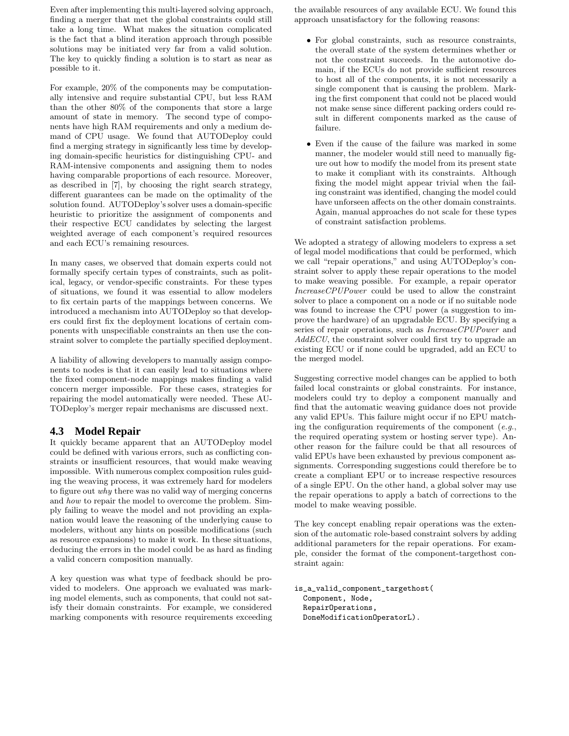Even after implementing this multi-layered solving approach, finding a merger that met the global constraints could still take a long time. What makes the situation complicated is the fact that a blind iteration approach through possible solutions may be initiated very far from a valid solution. The key to quickly finding a solution is to start as near as possible to it.

For example, 20% of the components may be computationally intensive and require substantial CPU, but less RAM than the other 80% of the components that store a large amount of state in memory. The second type of components have high RAM requirements and only a medium demand of CPU usage. We found that AUTODeploy could find a merging strategy in significantly less time by developing domain-specific heuristics for distinguishing CPU- and RAM-intensive components and assigning them to nodes having comparable proportions of each resource. Moreover, as described in [7], by choosing the right search strategy, different guarantees can be made on the optimality of the solution found. AUTODeploy's solver uses a domain-specific heuristic to prioritize the assignment of components and their respective ECU candidates by selecting the largest weighted average of each component's required resources and each ECU's remaining resources.

In many cases, we observed that domain experts could not formally specify certain types of constraints, such as political, legacy, or vendor-specific constraints. For these types of situations, we found it was essential to allow modelers to fix certain parts of the mappings between concerns. We introduced a mechanism into AUTODeploy so that developers could first fix the deployment locations of certain components with unspecifiable constraints an then use the constraint solver to complete the partially specified deployment.

A liability of allowing developers to manually assign components to nodes is that it can easily lead to situations where the fixed component-node mappings makes finding a valid concern merger impossible. For these cases, strategies for repairing the model automatically were needed. These AUTODeploy's merger repair mechanisms are discussed next.

## 4.3 Model Repair

It quickly became apparent that an AUTODeploy model could be defined with various errors, such as conflicting constraints or insufficient resources, that would make weaving impossible. With numerous complex composition rules guiding the weaving process, it was extremely hard for modelers to figure out *why* there was no valid way of merging concerns and *how* to repair the model to overcome the problem. Simply failing to weave the model and not providing an explanation would leave the reasoning of the underlying cause to modelers, without any hints on possible modifications (such as resource expansions) to make it work. In these situations, deducing the errors in the model could be as hard as finding a valid concern composition manually.

A key question was what type of feedback should be provided to modelers. One approach we evaluated was marking model elements, such as components, that could not satisfy their domain constraints. For example, we considered marking components with resource requirements exceeding the available resources of any available ECU. We found this approach unsatisfactory for the following reasons:

- For global constraints, such as resource constraints, the overall state of the system determines whether or not the constraint succeeds. In the automotive domain, if the ECUs do not provide sufficient resources to host all of the components, it is not necessarily a single component that is causing the problem. Marking the first component that could not be placed would not make sense since different packing orders could result in different components marked as the cause of failure.
- Even if the cause of the failure was marked in some manner, the modeler would still need to manually figure out how to modify the model from its present state to make it compliant with its constraints. Although fixing the model might appear trivial when the failing constraint was identified, changing the model could have unforseen affects on the other domain constraints. Again, manual approaches do not scale for these types of constraint satisfaction problems.

We adopted a strategy of allowing modelers to express a set of legal model modifications that could be performed, which we call "repair operations," and using AUTODeploy's constraint solver to apply these repair operations to the model to make weaving possible. For example, a repair operator *IncreaseCPUPower* could be used to allow the constraint solver to place a component on a node or if no suitable node was found to increase the CPU power (a suggestion to improve the hardware) of an upgradable ECU. By specifying a series of repair operations, such as *IncreaseCPUPower* and *AddECU*, the constraint solver could first try to upgrade an existing ECU or if none could be upgraded, add an ECU to the merged model.

Suggesting corrective model changes can be applied to both failed local constraints or global constraints. For instance, modelers could try to deploy a component manually and find that the automatic weaving guidance does not provide any valid EPUs. This failure might occur if no EPU matching the configuration requirements of the component (*e.g.*, the required operating system or hosting server type). Another reason for the failure could be that all resources of valid EPUs have been exhausted by previous component assignments. Corresponding suggestions could therefore be to create a compliant EPU or to increase respective resources of a single EPU. On the other hand, a global solver may use the repair operations to apply a batch of corrections to the model to make weaving possible.

The key concept enabling repair operations was the extension of the automatic role-based constraint solvers by adding additional parameters for the repair operations. For example, consider the format of the component-targethost constraint again:

```
is_a_valid_component_targethost(
  Component, Node,
  RepairOperations,
  DoneModificationOperatorL).
```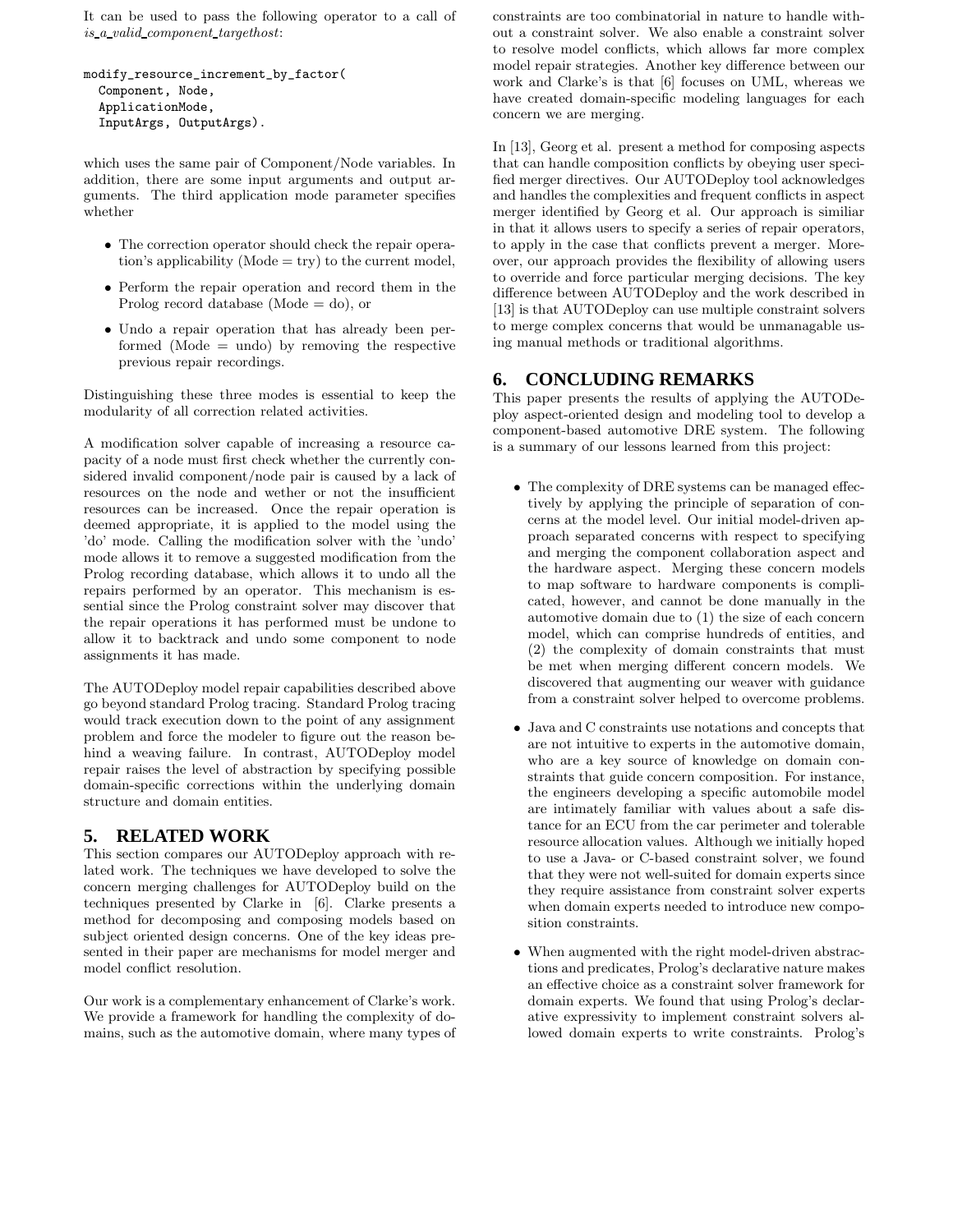It can be used to pass the following operator to a call of *is_a_valid_component_targethost*:

```
modify_resource_increment_by_factor(
  Component, Node,
  ApplicationMode,
  InputArgs, OutputArgs).
```

which uses the same pair of Component/Node variables. In addition, there are some input arguments and output arguments. The third application mode parameter specifies whether

- The correction operator should check the repair operation's applicability (Mode = try) to the current model,
- Perform the repair operation and record them in the Prolog record database (Mode = do), or
- Undo a repair operation that has already been performed (Mode = undo) by removing the respective previous repair recordings.

Distinguishing these three modes is essential to keep the modularity of all correction related activities.

A modification solver capable of increasing a resource capacity of a node must first check whether the currently considered invalid component/node pair is caused by a lack of resources on the node and wether or not the insufficient resources can be increased. Once the repair operation is deemed appropriate, it is applied to the model using the 'do' mode. Calling the modification solver with the 'undo' mode allows it to remove a suggested modification from the Prolog recording database, which allows it to undo all the repairs performed by an operator. This mechanism is essential since the Prolog constraint solver may discover that the repair operations it has performed must be undone to allow it to backtrack and undo some component to node assignments it has made.

The AUTODeploy model repair capabilities described above go beyond standard Prolog tracing. Standard Prolog tracing would track execution down to the point of any assignment problem and force the modeler to figure out the reason behind a weaving failure. In contrast, AUTODeploy model repair raises the level of abstraction by specifying possible domain-specific corrections within the underlying domain structure and domain entities.

## 5. RELATED WORK

This section compares our AUTODeploy approach with related work. The techniques we have developed to solve the concern merging challenges for AUTODeploy build on the techniques presented by Clarke in [6]. Clarke presents a method for decomposing and composing models based on subject oriented design concerns. One of the key ideas presented in their paper are mechanisms for model merger and model conflict resolution.

Our work is a complementary enhancement of Clarke's work. We provide a framework for handling the complexity of domains, such as the automotive domain, where many types of constraints are too combinatorial in nature to handle without a constraint solver. We also enable a constraint solver to resolve model conflicts, which allows far more complex model repair strategies. Another key difference between our work and Clarke's is that [6] focuses on UML, whereas we have created domain-specific modeling languages for each concern we are merging.

In [13], Georg et al. present a method for composing aspects that can handle composition conflicts by obeying user specified merger directives. Our AUTODeploy tool acknowledges and handles the complexities and frequent conflicts in aspect merger identified by Georg et al. Our approach is similiar in that it allows users to specify a series of repair operators, to apply in the case that conflicts prevent a merger. Moreover, our approach provides the flexibility of allowing users to override and force particular merging decisions. The key difference between AUTODeploy and the work described in [13] is that AUTODeploy can use multiple constraint solvers to merge complex concerns that would be unmanagable using manual methods or traditional algorithms.

## 6. CONCLUDING REMARKS

This paper presents the results of applying the AUTODeploy aspect-oriented design and modeling tool to develop a component-based automotive DRE system. The following is a summary of our lessons learned from this project:

- The complexity of DRE systems can be managed effectively by applying the principle of separation of concerns at the model level. Our initial model-driven approach separated concerns with respect to specifying and merging the component collaboration aspect and the hardware aspect. Merging these concern models to map software to hardware components is complicated, however, and cannot be done manually in the automotive domain due to (1) the size of each concern model, which can comprise hundreds of entities, and (2) the complexity of domain constraints that must be met when merging different concern models. We discovered that augmenting our weaver with guidance from a constraint solver helped to overcome problems.
- Java and C constraints use notations and concepts that are not intuitive to experts in the automotive domain, who are a key source of knowledge on domain constraints that guide concern composition. For instance, the engineers developing a specific automobile model are intimately familiar with values about a safe distance for an ECU from the car perimeter and tolerable resource allocation values. Although we initially hoped to use a Java- or C-based constraint solver, we found that they were not well-suited for domain experts since they require assistance from constraint solver experts when domain experts needed to introduce new composition constraints.
- When augmented with the right model-driven abstractions and predicates, Prolog's declarative nature makes an effective choice as a constraint solver framework for domain experts. We found that using Prolog's declarative expressivity to implement constraint solvers allowed domain experts to write constraints. Prolog's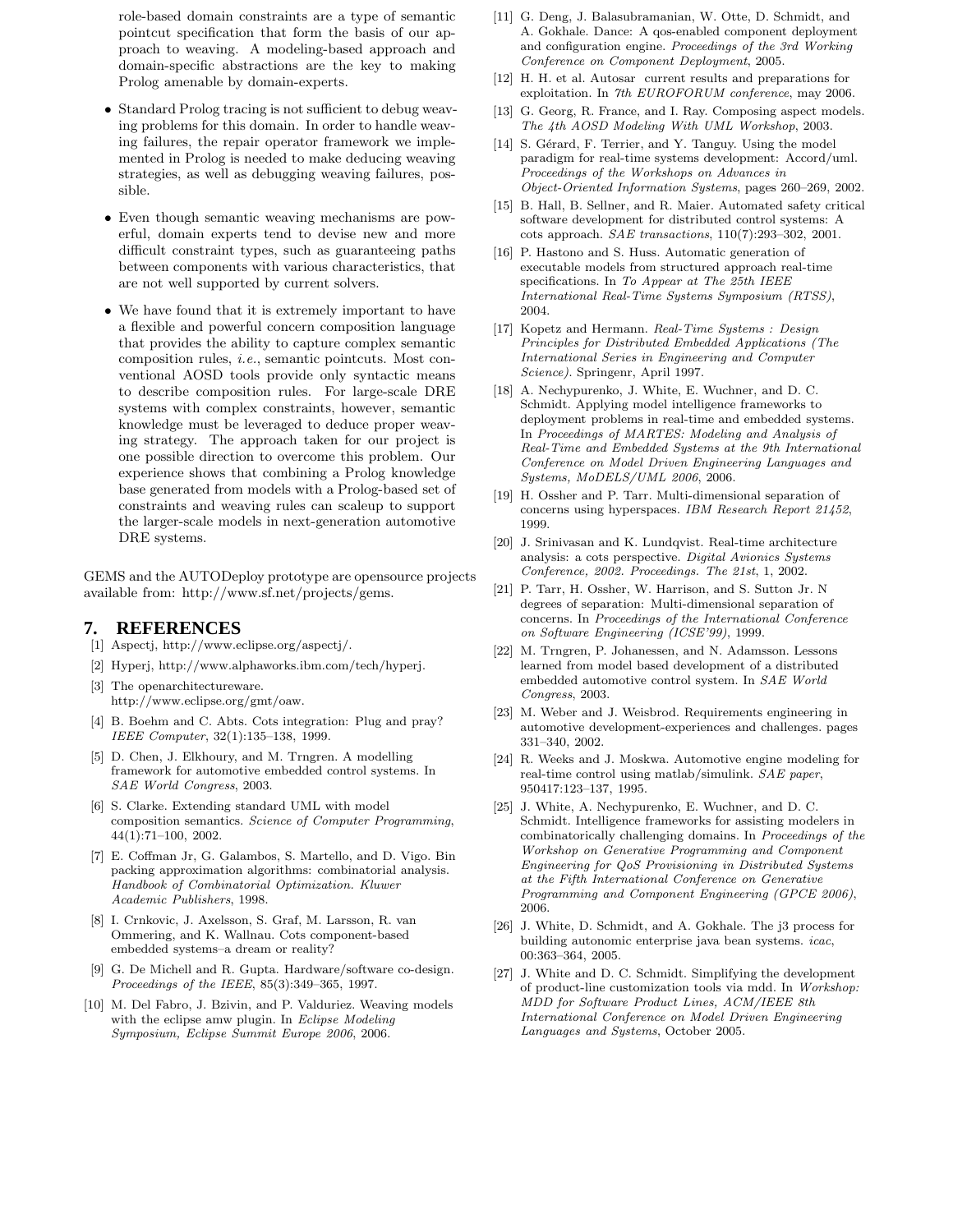role-based domain constraints are a type of semantic pointcut specification that form the basis of our approach to weaving. A modeling-based approach and domain-specific abstractions are the key to making Prolog amenable by domain-experts.

- Standard Prolog tracing is not sufficient to debug weaving problems for this domain. In order to handle weaving failures, the repair operator framework we implemented in Prolog is needed to make deducing weaving strategies, as well as debugging weaving failures, possible.

- Even though semantic weaving mechanisms are powerful, domain experts tend to devise new and more difficult constraint types, such as guaranteeing paths between components with various characteristics, that are not well supported by current solvers.

- We have found that it is extremely important to have a flexible and powerful concern composition language that provides the ability to capture complex semantic composition rules, *i.e.*, semantic pointcuts. Most conventional AOSD tools provide only syntactic means to describe composition rules. For large-scale DRE systems with complex constraints, however, semantic knowledge must be leveraged to deduce proper weaving strategy. The approach taken for our project is one possible direction to overcome this problem. Our experience shows that combining a Prolog knowledge base generated from models with a Prolog-based set of constraints and weaving rules can scaleup to support the larger-scale models in next-generation automotive DRE systems.

GEMS and the AUTODeploy prototype are opensource projects available from: http://www.sf.net/projects/gems.

## 7. REFERENCES

[1] Aspectj, http://www.eclipse.org/aspectj/.

[2] Hyperj, http://www.alphaworks.ibm.com/tech/hyperj.

[3] The openarchitectureware. http://www.eclipse.org/gmt/oaw.

[4] B. Boehm and C. Abts. Cots integration: Plug and pray? *IEEE Computer*, 32(1):135–138, 1999.

[5] D. Chen, J. Elkhoury, and M. Trngren. A modelling framework for automotive embedded control systems. In *SAE World Congress*, 2003.

[6] S. Clarke. Extending standard UML with model composition semantics. *Science of Computer Programming*, 44(1):71–100, 2002.

[7] E. Coffman Jr, G. Galambos, S. Martello, and D. Vigo. Bin packing approximation algorithms: combinatorial analysis. *Handbook of Combinatorial Optimization. Kluwer Academic Publishers*, 1998.

[8] I. Crnkovic, J. Axelsson, S. Graf, M. Larsson, R. van Ommering, and K. Wallnau. Cots component-based embedded systems–a dream or reality?

[9] G. De Michell and R. Gupta. Hardware/software co-design. *Proceedings of the IEEE*, 85(3):349–365, 1997.

[10] M. Del Fabro, J. Bzivin, and P. Valduriez. Weaving models with the eclipse amw plugin. In *Eclipse Modeling Symposium, Eclipse Summit Europe 2006*, 2006.

[11] G. Deng, J. Balasubramanian, W. Otte, D. Schmidt, and A. Gokhale. Dance: A qos-enabled component deployment and configuration engine. *Proceedings of the 3rd Working Conference on Component Deployment*, 2005.

[12] H. H. et al. Autosar current results and preparations for exploitation. In *7th EUROFORUM conference*, may 2006.

[13] G. Georg, R. France, and I. Ray. Composing aspect models. *The 4th AOSD Modeling With UML Workshop*, 2003.

[14] S. Gérard, F. Terrier, and Y. Tanguy. Using the model paradigm for real-time systems development: Accord/uml. *Proceedings of the Workshops on Advances in Object-Oriented Information Systems*, pages 260–269, 2002.

[15] B. Hall, B. Sellner, and R. Maier. Automated safety critical software development for distributed control systems: A cots approach. *SAE transactions*, 110(7):293–302, 2001.

[16] P. Hastono and S. Huss. Automatic generation of executable models from structured approach real-time specifications. In *To Appear at The 25th IEEE International Real-Time Systems Symposium (RTSS)*, 2004.

[17] Kopetz and Hermann. *Real-Time Systems : Design Principles for Distributed Embedded Applications (The International Series in Engineering and Computer Science).* Springenr, April 1997.

[18] A. Nechypurenko, J. White, E. Wuchner, and D. C. Schmidt. Applying model intelligence frameworks to deployment problems in real-time and embedded systems. In *Proceedings of MARTES: Modeling and Analysis of Real-Time and Embedded Systems at the 9th International Conference on Model Driven Engineering Languages and Systems, MoDELS/UML 2006*, 2006.

[19] H. Ossher and P. Tarr. Multi-dimensional separation of concerns using hyperspaces. *IBM Research Report 21452*, 1999.

[20] J. Srinivasan and K. Lundqvist. Real-time architecture analysis: a cots perspective. *Digital Avionics Systems Conference, 2002. Proceedings. The 21st*, 1, 2002.

[21] P. Tarr, H. Ossher, W. Harrison, and S. Sutton Jr. N degrees of separation: Multi-dimensional separation of concerns. In *Proceedings of the International Conference on Software Engineering (ICSE'99)*, 1999.

[22] M. Trngren, P. Johanessen, and N. Adamsson. Lessons learned from model based development of a distributed embedded automotive control system. In *SAE World Congress*, 2003.

[23] M. Weber and J. Weisbrod. Requirements engineering in automotive development-experiences and challenges. pages 331–340, 2002.

[24] R. Weeks and J. Moskwa. Automotive engine modeling for real-time control using matlab/simulink. *SAE paper*, 950417:123–137, 1995.

[25] J. White, A. Nechypurenko, E. Wuchner, and D. C. Schmidt. Intelligence frameworks for assisting modelers in combinatorically challenging domains. In *Proceedings of the Workshop on Generative Programming and Component Engineering for QoS Provisioning in Distributed Systems at the Fifth International Conference on Generative Programming and Component Engineering (GPCE 2006)*, 2006.

[26] J. White, D. Schmidt, and A. Gokhale. The j3 process for building autonomic enterprise java bean systems. *icac*, 00:363–364, 2005.

[27] J. White and D. C. Schmidt. Simplifying the development of product-line customization tools via mdd. In *Workshop: MDD for Software Product Lines, ACM/IEEE 8th International Conference on Model Driven Engineering Languages and Systems*, October 2005.